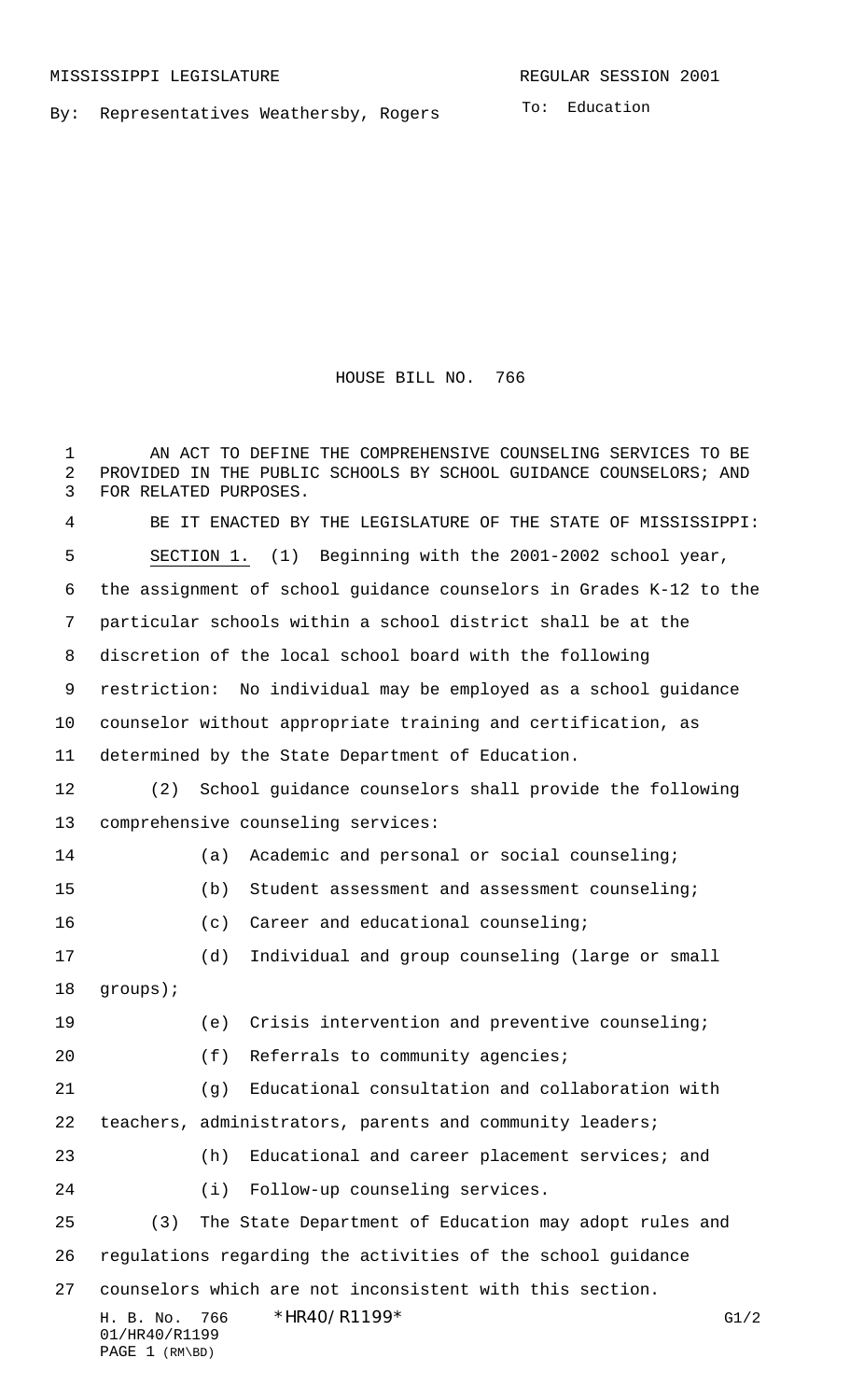MISSISSIPPI LEGISLATURE REGULAR SESSION 2001

By: Representatives Weathersby, Rogers

To: Education

# HOUSE BILL NO. 766

AN ACT TO DEFINE THE COMPREHENSIVE COUNSELING SERVICES TO BE PROVIDED IN THE PUBLIC SCHOOLS BY SCHOOL GUIDANCE COUNSELORS; AND FOR RELATED PURPOSES.

BE IT ENACTED BY THE LEGISLATURE OF THE STATE OF MISSISSIPPI:

SECTION 1. (1) Beginning with the 2001-2002 school year, the assignment of school guidance counselors in Grades K-12 to the particular schools within a school district shall be at the discretion of the local school board with the following restriction: No individual may be employed as a school guidance counselor without appropriate training and certification, as determined by the State Department of Education.

(2) School guidance counselors shall provide the following comprehensive counseling services:

(a) Academic and personal or social counseling;

(b) Student assessment and assessment counseling;

(c) Career and educational counseling;

(d) Individual and group counseling (large or small groups);

(e) Crisis intervention and preventive counseling;

(f) Referrals to community agencies;

(g) Educational consultation and collaboration with teachers, administrators, parents and community leaders;

(h) Educational and career placement services; and

(i) Follow-up counseling services.

(3) The State Department of Education may adopt rules and regulations regarding the activities of the school guidance counselors which are not inconsistent with this section.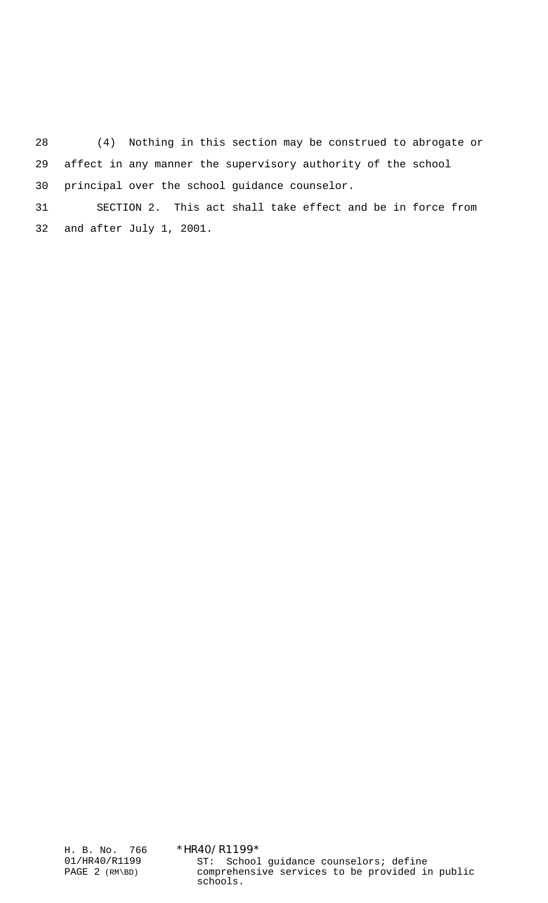(4) Nothing in this section may be construed to abrogate or affect in any manner the supervisory authority of the school principal over the school guidance counselor.

SECTION 2. This act shall take effect and be in force from and after July 1, 2001.